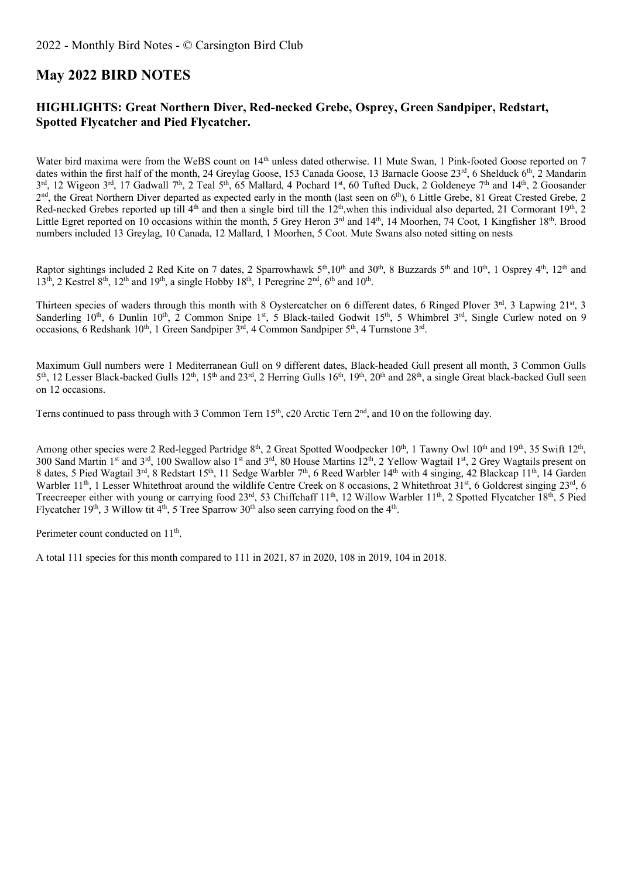## May 2022 BIRD NOTES

### HIGHLIGHTS: Great Northern Diver, Red-necked Grebe, Osprey, Green Sandpiper, Redstart, Spotted Flycatcher and Pied Flycatcher.

Water bird maxima were from the WeBS count on 14th unless dated otherwise. 11 Mute Swan, 1 Pink-footed Goose reported on 7 dates within the first half of the month, 24 Greylag Goose, 153 Canada Goose, 13 Barnacle Goose 23rd, 6 Shelduck 6th, 2 Mandarin 3rd, 12 Wigeon 3rd, 17 Gadwall 7th, 2 Teal 5th, 65 Mallard, 4 Pochard 1st, 60 Tufted Duck, 2 Goldeneye 7th and 14th, 2 Goosander 2nd, the Great Northern Diver departed as expected early in the month (last seen on 6th), 6 Little Grebe, 81 Great Crested Grebe, 2 Red-necked Grebes reported up till 4th and then a single bird till the 12th,when this individual also departed, 21 Cormorant 19th, 2 Little Egret reported on 10 occasions within the month, 5 Grey Heron 3rd and 14th, 14 Moorhen, 74 Coot, 1 Kingfisher 18th. Brood numbers included 13 Greylag, 10 Canada, 12 Mallard, 1 Moorhen, 5 Coot. Mute Swans also noted sitting on nests

Raptor sightings included 2 Red Kite on 7 dates, 2 Sparrowhawk 5th,10th and 30th, 8 Buzzards 5th and 10th, 1 Osprey 4th, 12th and 13th, 2 Kestrel 8th, 12th and 19th, a single Hobby 18th, 1 Peregrine 2nd, 6th and 10th.

Thirteen species of waders through this month with 8 Oystercatcher on 6 different dates, 6 Ringed Plover 3rd, 3 Lapwing 21st, 3 Sanderling 10th, 6 Dunlin 10th, 2 Common Snipe 1st, 5 Black-tailed Godwit 15th, 5 Whimbrel 3rd, Single Curlew noted on 9 occasions, 6 Redshank 10th, 1 Green Sandpiper 3rd, 4 Common Sandpiper 5th, 4 Turnstone 3rd.

Maximum Gull numbers were 1 Mediterranean Gull on 9 different dates, Black-headed Gull present all month, 3 Common Gulls 5th, 12 Lesser Black-backed Gulls 12th, 15th and 23rd, 2 Herring Gulls 16th, 19th, 20th and 28th, a single Great black-backed Gull seen on 12 occasions.

Terns continued to pass through with 3 Common Tern 15th, c20 Arctic Tern 2nd, and 10 on the following day.

Among other species were 2 Red-legged Partridge 8th, 2 Great Spotted Woodpecker 10th, 1 Tawny Owl 10th and 19th, 35 Swift 12th, 300 Sand Martin 1st and 3rd, 100 Swallow also 1st and 3rd, 80 House Martins 12th, 2 Yellow Wagtail 1st, 2 Grey Wagtails present on 8 dates, 5 Pied Wagtail 3rd, 8 Redstart 15th, 11 Sedge Warbler 7th, 6 Reed Warbler 14th with 4 singing, 42 Blackcap 11th, 14 Garden Warbler 11th, 1 Lesser Whitethroat around the wildlife Centre Creek on 8 occasions, 2 Whitethroat 31st, 6 Goldcrest singing 23rd, 6 Treecreeper either with young or carrying food 23rd, 53 Chiffchaff 11th, 12 Willow Warbler 11th, 2 Spotted Flycatcher 18th, 5 Pied Flycatcher 19th, 3 Willow tit 4th, 5 Tree Sparrow 30th also seen carrying food on the 4th.

Perimeter count conducted on 11th.

A total 111 species for this month compared to 111 in 2021, 87 in 2020, 108 in 2019, 104 in 2018.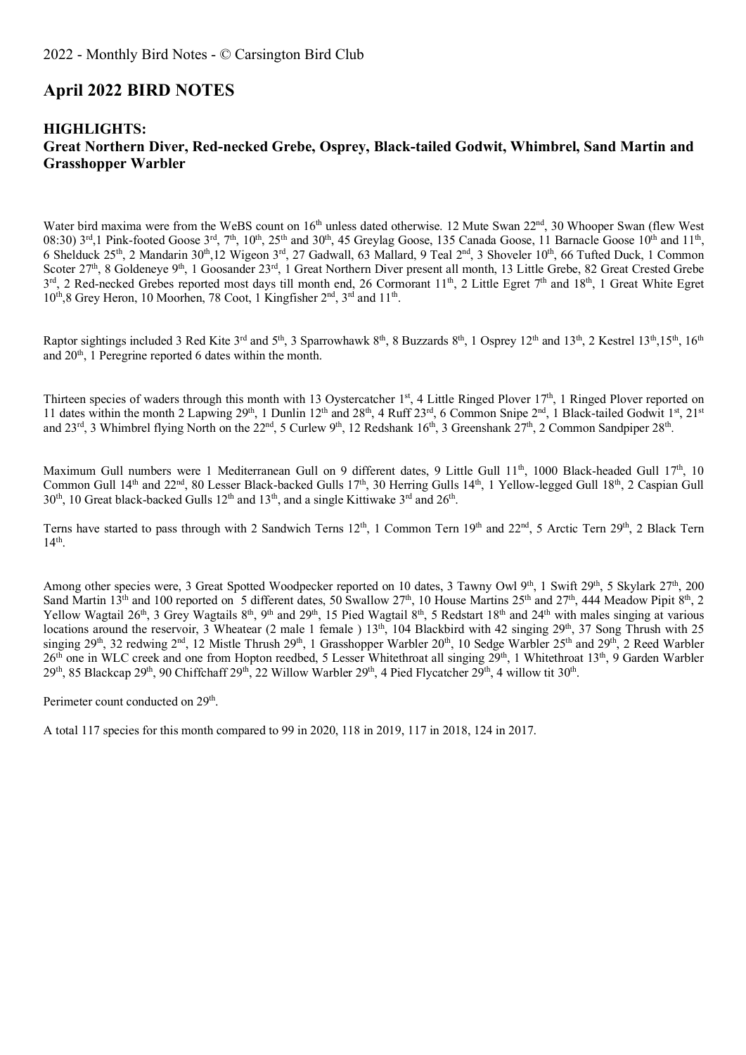## April 2022 BIRD NOTES

### HIGHLIGHTS:
### Great Northern Diver, Red-necked Grebe, Osprey, Black-tailed Godwit, Whimbrel, Sand Martin and Grasshopper Warbler

Water bird maxima were from the WeBS count on 16th unless dated otherwise. 12 Mute Swan 22nd, 30 Whooper Swan (flew West 08:30) 3rd,1 Pink-footed Goose 3rd, 7th, 10th, 25th and 30th, 45 Greylag Goose, 135 Canada Goose, 11 Barnacle Goose 10th and 11th, 6 Shelduck 25th, 2 Mandarin 30th,12 Wigeon 3rd, 27 Gadwall, 63 Mallard, 9 Teal 2nd, 3 Shoveler 10th, 66 Tufted Duck, 1 Common Scoter 27th, 8 Goldeneye 9th, 1 Goosander 23rd, 1 Great Northern Diver present all month, 13 Little Grebe, 82 Great Crested Grebe 3rd, 2 Red-necked Grebes reported most days till month end, 26 Cormorant 11th, 2 Little Egret 7th and 18th, 1 Great White Egret 10th,8 Grey Heron, 10 Moorhen, 78 Coot, 1 Kingfisher 2nd, 3rd and 11th.

Raptor sightings included 3 Red Kite 3rd and 5th, 3 Sparrowhawk 8th, 8 Buzzards 8th, 1 Osprey 12th and 13th, 2 Kestrel 13th,15th, 16th and 20th, 1 Peregrine reported 6 dates within the month.

Thirteen species of waders through this month with 13 Oystercatcher 1st, 4 Little Ringed Plover 17th, 1 Ringed Plover reported on 11 dates within the month 2 Lapwing 29th, 1 Dunlin 12th and 28th, 4 Ruff 23rd, 6 Common Snipe 2nd, 1 Black-tailed Godwit 1st, 21st and 23rd, 3 Whimbrel flying North on the 22nd, 5 Curlew 9th, 12 Redshank 16th, 3 Greenshank 27th, 2 Common Sandpiper 28th.

Maximum Gull numbers were 1 Mediterranean Gull on 9 different dates, 9 Little Gull 11th, 1000 Black-headed Gull 17th, 10 Common Gull 14th and 22nd, 80 Lesser Black-backed Gulls 17th, 30 Herring Gulls 14th, 1 Yellow-legged Gull 18th, 2 Caspian Gull 30th, 10 Great black-backed Gulls 12th and 13th, and a single Kittiwake 3rd and 26th.

Terns have started to pass through with 2 Sandwich Terns 12th, 1 Common Tern 19th and 22nd, 5 Arctic Tern 29th, 2 Black Tern 14th.

Among other species were, 3 Great Spotted Woodpecker reported on 10 dates, 3 Tawny Owl 9th, 1 Swift 29th, 5 Skylark 27th, 200 Sand Martin 13th and 100 reported on 5 different dates, 50 Swallow 27th, 10 House Martins 25th and 27th, 444 Meadow Pipit 8th, 2 Yellow Wagtail 26th, 3 Grey Wagtails 8th, 9th and 29th, 15 Pied Wagtail 8th, 5 Redstart 18th and 24th with males singing at various locations around the reservoir, 3 Wheatear (2 male 1 female ) 13th, 104 Blackbird with 42 singing 29th, 37 Song Thrush with 25 singing 29th, 32 redwing 2nd, 12 Mistle Thrush 29th, 1 Grasshopper Warbler 20th, 10 Sedge Warbler 25th and 29th, 2 Reed Warbler 26th one in WLC creek and one from Hopton reedbed, 5 Lesser Whitethroat all singing 29th, 1 Whitethroat 13th, 9 Garden Warbler 29th, 85 Blackcap 29th, 90 Chiffchaff 29th, 22 Willow Warbler 29th, 4 Pied Flycatcher 29th, 4 willow tit 30th.

Perimeter count conducted on 29th.

A total 117 species for this month compared to 99 in 2020, 118 in 2019, 117 in 2018, 124 in 2017.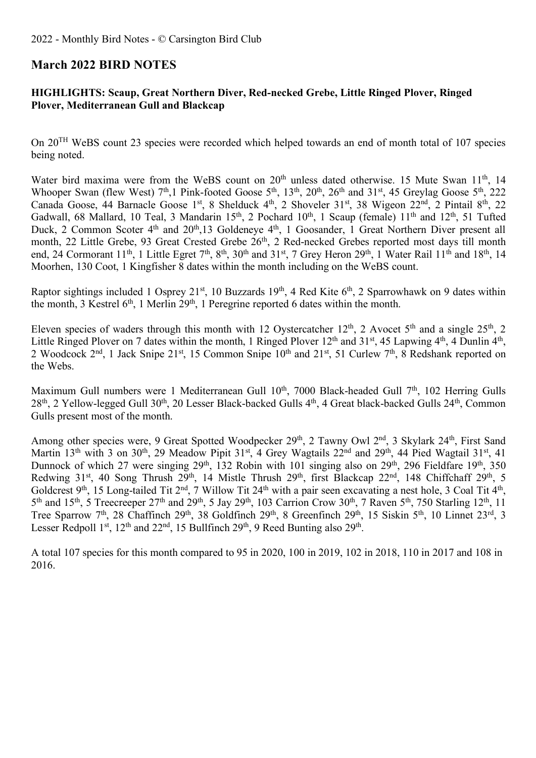## March 2022 BIRD NOTES

**HIGHLIGHTS: Scaup, Great Northern Diver, Red-necked Grebe, Little Ringed Plover, Ringed Plover, Mediterranean Gull and Blackcap**

On 20TH WeBS count 23 species were recorded which helped towards an end of month total of 107 species being noted.

Water bird maxima were from the WeBS count on 20th unless dated otherwise. 15 Mute Swan 11th, 14 Whooper Swan (flew West) 7th,1 Pink-footed Goose 5th, 13th, 20th, 26th and 31st, 45 Greylag Goose 5th, 222 Canada Goose, 44 Barnacle Goose 1st, 8 Shelduck 4th, 2 Shoveler 31st, 38 Wigeon 22nd, 2 Pintail 8th, 22 Gadwall, 68 Mallard, 10 Teal, 3 Mandarin 15th, 2 Pochard 10th, 1 Scaup (female) 11th and 12th, 51 Tufted Duck, 2 Common Scoter 4th and 20th,13 Goldeneye 4th, 1 Goosander, 1 Great Northern Diver present all month, 22 Little Grebe, 93 Great Crested Grebe 26th, 2 Red-necked Grebes reported most days till month end, 24 Cormorant 11th, 1 Little Egret 7th, 8th, 30th and 31st, 7 Grey Heron 29th, 1 Water Rail 11th and 18th, 14 Moorhen, 130 Coot, 1 Kingfisher 8 dates within the month including on the WeBS count.

Raptor sightings included 1 Osprey 21st, 10 Buzzards 19th, 4 Red Kite 6th, 2 Sparrowhawk on 9 dates within the month, 3 Kestrel 6th, 1 Merlin 29th, 1 Peregrine reported 6 dates within the month.

Eleven species of waders through this month with 12 Oystercatcher 12th, 2 Avocet 5th and a single 25th, 2 Little Ringed Plover on 7 dates within the month, 1 Ringed Plover 12th and 31st, 45 Lapwing 4th, 4 Dunlin 4th, 2 Woodcock 2nd, 1 Jack Snipe 21st, 15 Common Snipe 10th and 21st, 51 Curlew 7th, 8 Redshank reported on the Webs.

Maximum Gull numbers were 1 Mediterranean Gull 10th, 7000 Black-headed Gull 7th, 102 Herring Gulls 28th, 2 Yellow-legged Gull 30th, 20 Lesser Black-backed Gulls 4th, 4 Great black-backed Gulls 24th, Common Gulls present most of the month.

Among other species were, 9 Great Spotted Woodpecker 29th, 2 Tawny Owl 2nd, 3 Skylark 24th, First Sand Martin 13th with 3 on 30th, 29 Meadow Pipit 31st, 4 Grey Wagtails 22nd and 29th, 44 Pied Wagtail 31st, 41 Dunnock of which 27 were singing 29th, 132 Robin with 101 singing also on 29th, 296 Fieldfare 19th, 350 Redwing 31st, 40 Song Thrush 29th, 14 Mistle Thrush 29th, first Blackcap 22nd, 148 Chiffchaff 29th, 5 Goldcrest 9th, 15 Long-tailed Tit 2nd, 7 Willow Tit 24th with a pair seen excavating a nest hole, 3 Coal Tit 4th, 5th and 15th, 5 Treecreeper 27th and 29th, 5 Jay 29th, 103 Carrion Crow 30th, 7 Raven 5th, 750 Starling 12th, 11 Tree Sparrow 7th, 28 Chaffinch 29th, 38 Goldfinch 29th, 8 Greenfinch 29th, 15 Siskin 5th, 10 Linnet 23rd, 3 Lesser Redpoll 1st, 12th and 22nd, 15 Bullfinch 29th, 9 Reed Bunting also 29th.

A total 107 species for this month compared to 95 in 2020, 100 in 2019, 102 in 2018, 110 in 2017 and 108 in 2016.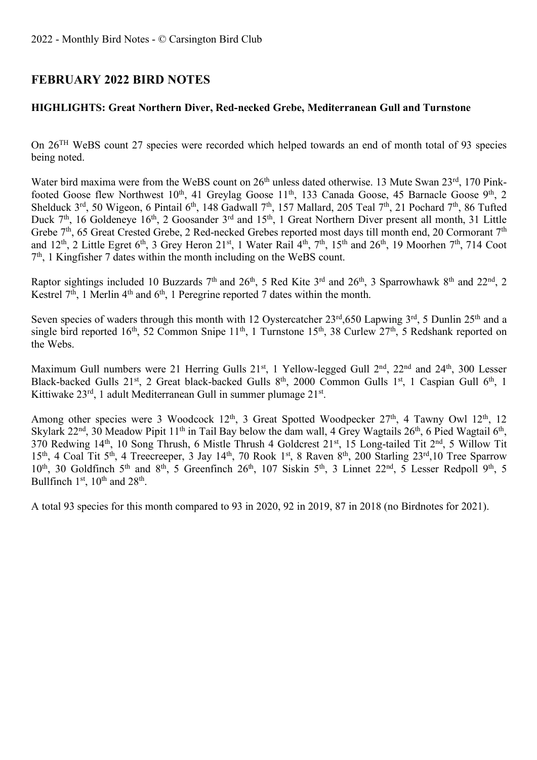## FEBRUARY 2022 BIRD NOTES

**HIGHLIGHTS: Great Northern Diver, Red-necked Grebe, Mediterranean Gull and Turnstone**

On 26TH WeBS count 27 species were recorded which helped towards an end of month total of 93 species being noted.

Water bird maxima were from the WeBS count on 26th unless dated otherwise. 13 Mute Swan 23rd, 170 Pink-footed Goose flew Northwest 10th, 41 Greylag Goose 11th, 133 Canada Goose, 45 Barnacle Goose 9th, 2 Shelduck 3rd, 50 Wigeon, 6 Pintail 6th, 148 Gadwall 7th, 157 Mallard, 205 Teal 7th, 21 Pochard 7th, 86 Tufted Duck 7th, 16 Goldeneye 16th, 2 Goosander 3rd and 15th, 1 Great Northern Diver present all month, 31 Little Grebe 7th, 65 Great Crested Grebe, 2 Red-necked Grebes reported most days till month end, 20 Cormorant 7th and 12th, 2 Little Egret 6th, 3 Grey Heron 21st, 1 Water Rail 4th, 7th, 15th and 26th, 19 Moorhen 7th, 714 Coot 7th, 1 Kingfisher 7 dates within the month including on the WeBS count.

Raptor sightings included 10 Buzzards 7th and 26th, 5 Red Kite 3rd and 26th, 3 Sparrowhawk 8th and 22nd, 2 Kestrel 7th, 1 Merlin 4th and 6th, 1 Peregrine reported 7 dates within the month.

Seven species of waders through this month with 12 Oystercatcher 23rd,650 Lapwing 3rd, 5 Dunlin 25th and a single bird reported 16th, 52 Common Snipe 11th, 1 Turnstone 15th, 38 Curlew 27th, 5 Redshank reported on the Webs.

Maximum Gull numbers were 21 Herring Gulls 21st, 1 Yellow-legged Gull 2nd, 22nd and 24th, 300 Lesser Black-backed Gulls 21st, 2 Great black-backed Gulls 8th, 2000 Common Gulls 1st, 1 Caspian Gull 6th, 1 Kittiwake 23rd, 1 adult Mediterranean Gull in summer plumage 21st.

Among other species were 3 Woodcock 12th, 3 Great Spotted Woodpecker 27th, 4 Tawny Owl 12th, 12 Skylark 22nd, 30 Meadow Pipit 11th in Tail Bay below the dam wall, 4 Grey Wagtails 26th, 6 Pied Wagtail 6th, 370 Redwing 14th, 10 Song Thrush, 6 Mistle Thrush 4 Goldcrest 21st, 15 Long-tailed Tit 2nd, 5 Willow Tit 15th, 4 Coal Tit 5th, 4 Treecreeper, 3 Jay 14th, 70 Rook 1st, 8 Raven 8th, 200 Starling 23rd,10 Tree Sparrow 10th, 30 Goldfinch 5th and 8th, 5 Greenfinch 26th, 107 Siskin 5th, 3 Linnet 22nd, 5 Lesser Redpoll 9th, 5 Bullfinch 1st, 10th and 28th.

A total 93 species for this month compared to 93 in 2020, 92 in 2019, 87 in 2018 (no Birdnotes for 2021).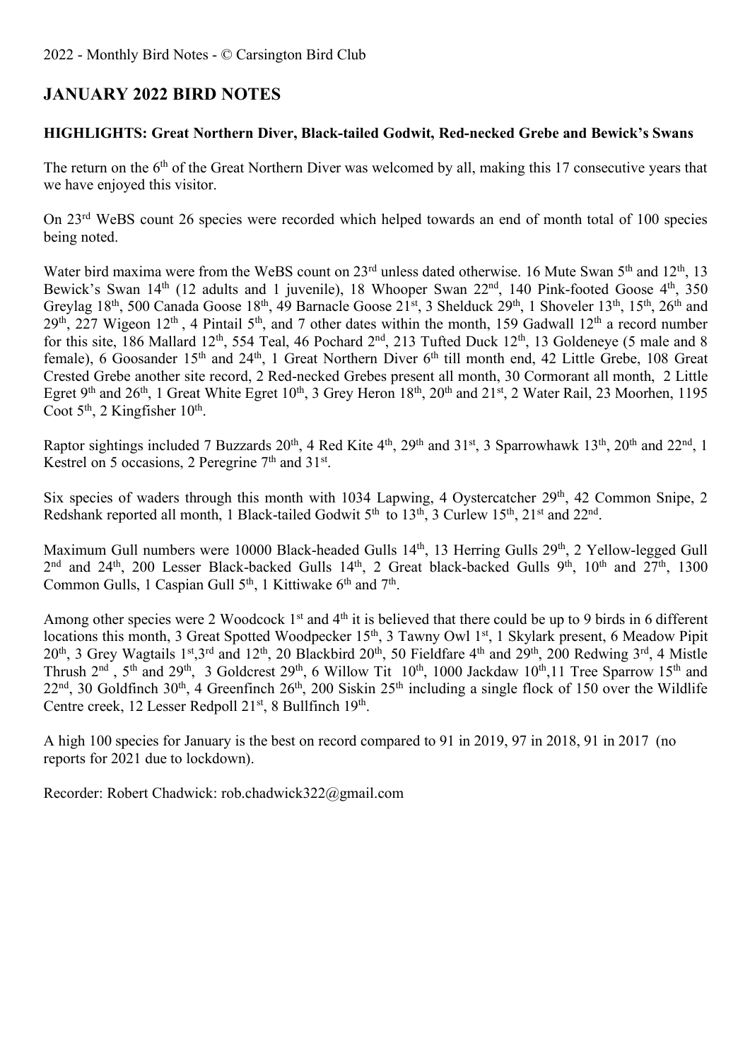## JANUARY 2022 BIRD NOTES

**HIGHLIGHTS: Great Northern Diver, Black-tailed Godwit, Red-necked Grebe and Bewick's Swans**

The return on the 6th of the Great Northern Diver was welcomed by all, making this 17 consecutive years that we have enjoyed this visitor.

On 23rd WeBS count 26 species were recorded which helped towards an end of month total of 100 species being noted.

Water bird maxima were from the WeBS count on 23rd unless dated otherwise. 16 Mute Swan 5th and 12th, 13 Bewick's Swan 14th (12 adults and 1 juvenile), 18 Whooper Swan 22nd, 140 Pink-footed Goose 4th, 350 Greylag 18th, 500 Canada Goose 18th, 49 Barnacle Goose 21st, 3 Shelduck 29th, 1 Shoveler 13th, 15th, 26th and 29th, 227 Wigeon 12th , 4 Pintail 5th, and 7 other dates within the month, 159 Gadwall 12th a record number for this site, 186 Mallard 12th, 554 Teal, 46 Pochard 2nd, 213 Tufted Duck 12th, 13 Goldeneye (5 male and 8 female), 6 Goosander 15th and 24th, 1 Great Northern Diver 6th till month end, 42 Little Grebe, 108 Great Crested Grebe another site record, 2 Red-necked Grebes present all month, 30 Cormorant all month, 2 Little Egret 9th and 26th, 1 Great White Egret 10th, 3 Grey Heron 18th, 20th and 21st, 2 Water Rail, 23 Moorhen, 1195 Coot 5th, 2 Kingfisher 10th.

Raptor sightings included 7 Buzzards 20th, 4 Red Kite 4th, 29th and 31st, 3 Sparrowhawk 13th, 20th and 22nd, 1 Kestrel on 5 occasions, 2 Peregrine 7th and 31st.

Six species of waders through this month with 1034 Lapwing, 4 Oystercatcher 29th, 42 Common Snipe, 2 Redshank reported all month, 1 Black-tailed Godwit 5th to 13th, 3 Curlew 15th, 21st and 22nd.

Maximum Gull numbers were 10000 Black-headed Gulls 14th, 13 Herring Gulls 29th, 2 Yellow-legged Gull 2nd and 24th, 200 Lesser Black-backed Gulls 14th, 2 Great black-backed Gulls 9th, 10th and 27th, 1300 Common Gulls, 1 Caspian Gull 5th, 1 Kittiwake 6th and 7th.

Among other species were 2 Woodcock 1st and 4th it is believed that there could be up to 9 birds in 6 different locations this month, 3 Great Spotted Woodpecker 15th, 3 Tawny Owl 1st, 1 Skylark present, 6 Meadow Pipit 20th, 3 Grey Wagtails 1st,3rd and 12th, 20 Blackbird 20th, 50 Fieldfare 4th and 29th, 200 Redwing 3rd, 4 Mistle Thrush 2nd , 5th and 29th, 3 Goldcrest 29th, 6 Willow Tit 10th, 1000 Jackdaw 10th,11 Tree Sparrow 15th and 22nd, 30 Goldfinch 30th, 4 Greenfinch 26th, 200 Siskin 25th including a single flock of 150 over the Wildlife Centre creek, 12 Lesser Redpoll 21st, 8 Bullfinch 19th.

A high 100 species for January is the best on record compared to 91 in 2019, 97 in 2018, 91 in 2017 (no reports for 2021 due to lockdown).

Recorder: Robert Chadwick: rob.chadwick322@gmail.com